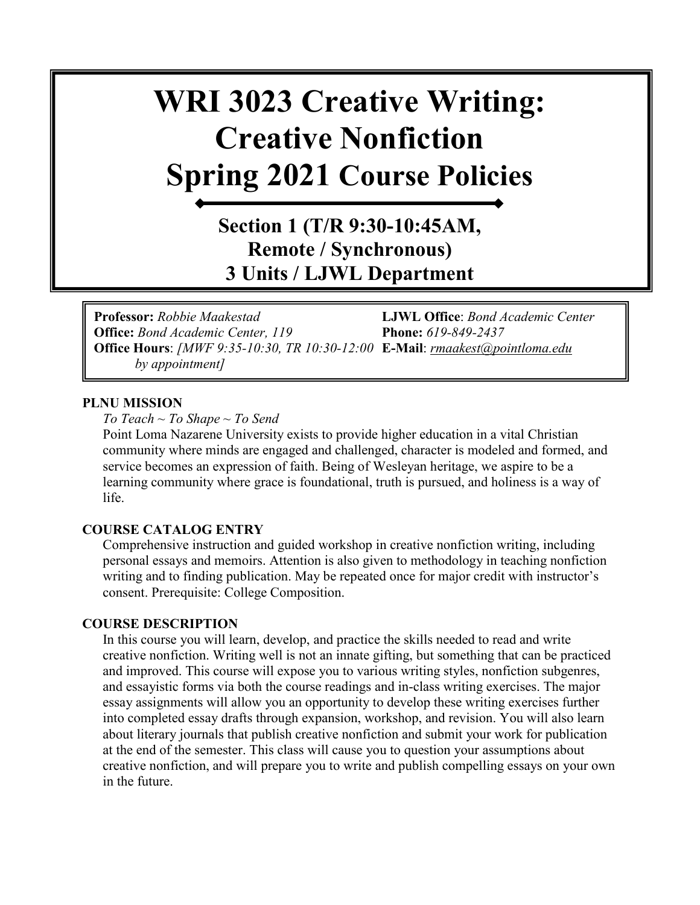# WRI 3023 Creative Writing: Creative Nonfiction Spring 2021 Course Policies

## Section 1 (T/R 9:30-10:45AM, Remote / Synchronous) 3 Units / LJWL Department

**Professor:** *Robbie Maakestad*
**Office:** *Bond Academic Center, 119*
**Office Hours**: *[MWF 9:35-10:30, TR 10:30-12:00 by appointment]*
**LJWL Office**: *Bond Academic Center*
**Phone:** *619-849-2437*
**E-Mail**: *rmaakest@pointloma.edu*

### PLNU MISSION

*To Teach ~ To Shape ~ To Send*

Point Loma Nazarene University exists to provide higher education in a vital Christian community where minds are engaged and challenged, character is modeled and formed, and service becomes an expression of faith. Being of Wesleyan heritage, we aspire to be a learning community where grace is foundational, truth is pursued, and holiness is a way of life.

### COURSE CATALOG ENTRY

Comprehensive instruction and guided workshop in creative nonfiction writing, including personal essays and memoirs. Attention is also given to methodology in teaching nonfiction writing and to finding publication. May be repeated once for major credit with instructor's consent. Prerequisite: College Composition.

### COURSE DESCRIPTION

In this course you will learn, develop, and practice the skills needed to read and write creative nonfiction. Writing well is not an innate gifting, but something that can be practiced and improved. This course will expose you to various writing styles, nonfiction subgenres, and essayistic forms via both the course readings and in-class writing exercises. The major essay assignments will allow you an opportunity to develop these writing exercises further into completed essay drafts through expansion, workshop, and revision. You will also learn about literary journals that publish creative nonfiction and submit your work for publication at the end of the semester. This class will cause you to question your assumptions about creative nonfiction, and will prepare you to write and publish compelling essays on your own in the future.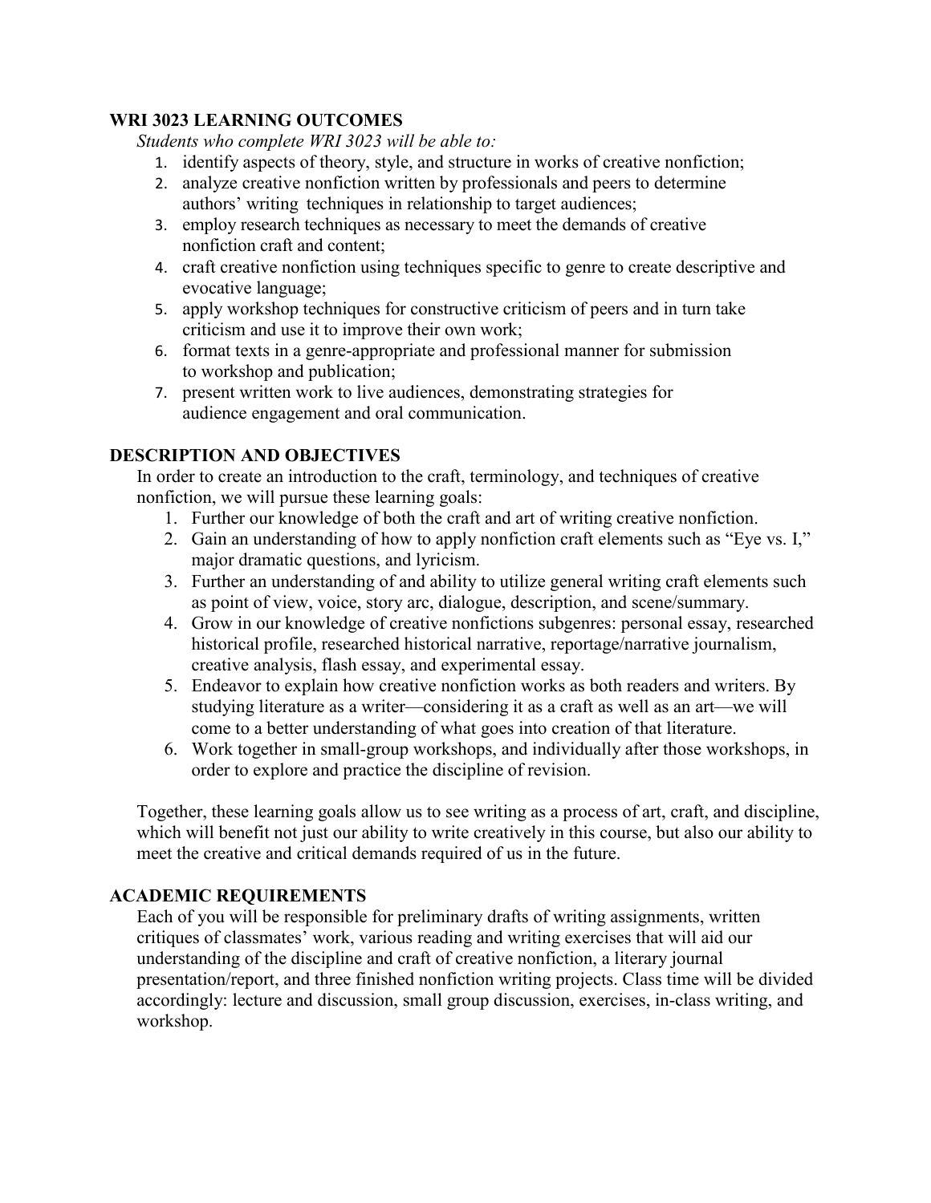## WRI 3023 LEARNING OUTCOMES

*Students who complete WRI 3023 will be able to:*

1. identify aspects of theory, style, and structure in works of creative nonfiction;
2. analyze creative nonfiction written by professionals and peers to determine authors' writing techniques in relationship to target audiences;
3. employ research techniques as necessary to meet the demands of creative nonfiction craft and content;
4. craft creative nonfiction using techniques specific to genre to create descriptive and evocative language;
5. apply workshop techniques for constructive criticism of peers and in turn take criticism and use it to improve their own work;
6. format texts in a genre-appropriate and professional manner for submission to workshop and publication;
7. present written work to live audiences, demonstrating strategies for audience engagement and oral communication.

## DESCRIPTION AND OBJECTIVES

In order to create an introduction to the craft, terminology, and techniques of creative nonfiction, we will pursue these learning goals:

1. Further our knowledge of both the craft and art of writing creative nonfiction.
2. Gain an understanding of how to apply nonfiction craft elements such as "Eye vs. I," major dramatic questions, and lyricism.
3. Further an understanding of and ability to utilize general writing craft elements such as point of view, voice, story arc, dialogue, description, and scene/summary.
4. Grow in our knowledge of creative nonfictions subgenres: personal essay, researched historical profile, researched historical narrative, reportage/narrative journalism, creative analysis, flash essay, and experimental essay.
5. Endeavor to explain how creative nonfiction works as both readers and writers. By studying literature as a writer—considering it as a craft as well as an art—we will come to a better understanding of what goes into creation of that literature.
6. Work together in small-group workshops, and individually after those workshops, in order to explore and practice the discipline of revision.

Together, these learning goals allow us to see writing as a process of art, craft, and discipline, which will benefit not just our ability to write creatively in this course, but also our ability to meet the creative and critical demands required of us in the future.

## ACADEMIC REQUIREMENTS

Each of you will be responsible for preliminary drafts of writing assignments, written critiques of classmates' work, various reading and writing exercises that will aid our understanding of the discipline and craft of creative nonfiction, a literary journal presentation/report, and three finished nonfiction writing projects. Class time will be divided accordingly: lecture and discussion, small group discussion, exercises, in-class writing, and workshop.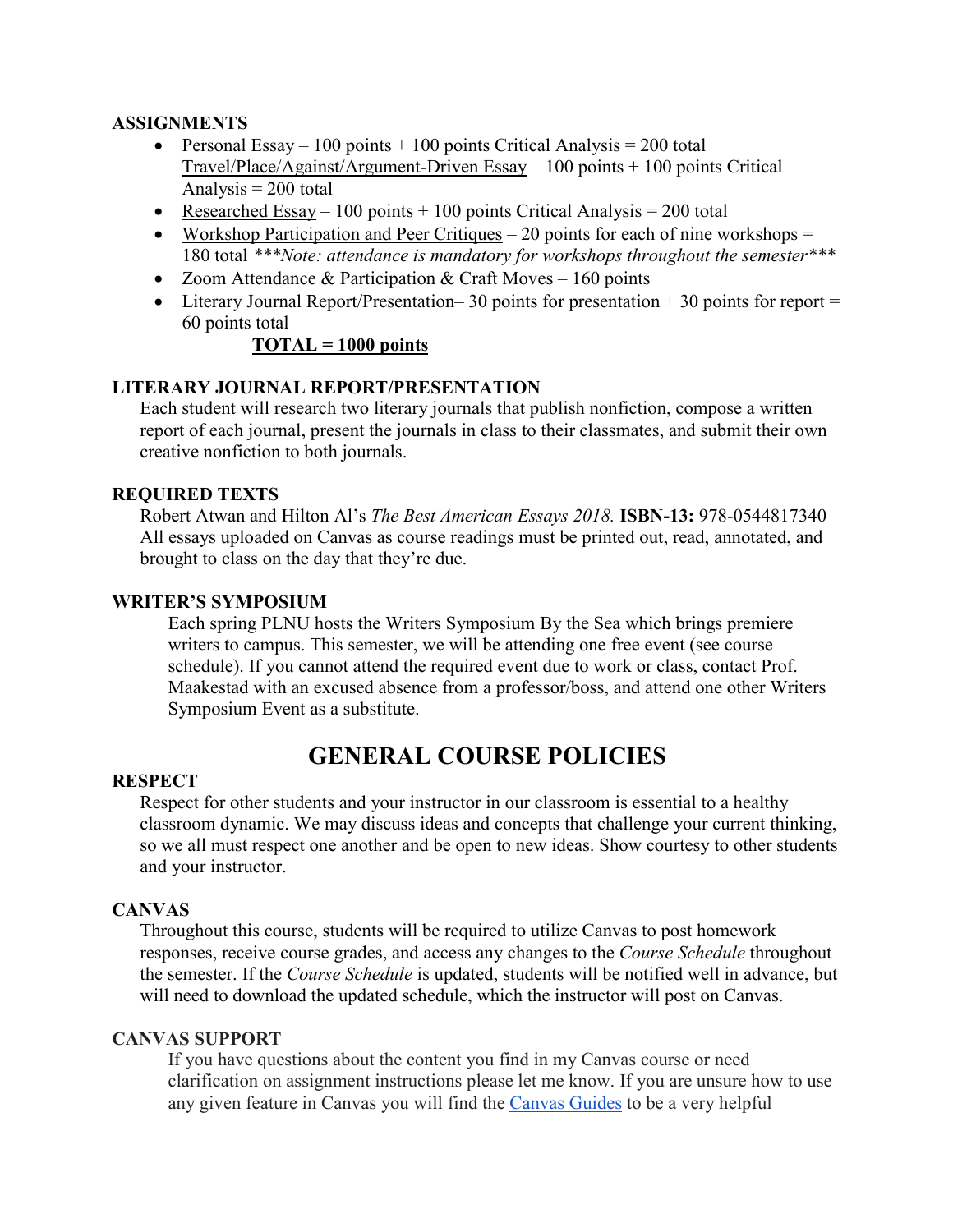### ASSIGNMENTS

- Personal Essay – 100 points + 100 points Critical Analysis = 200 total
  Travel/Place/Against/Argument-Driven Essay – 100 points + 100 points Critical Analysis = 200 total
- Researched Essay – 100 points + 100 points Critical Analysis = 200 total
- Workshop Participation and Peer Critiques – 20 points for each of nine workshops = 180 total ****Note: attendance is mandatory for workshops throughout the semester****
- Zoom Attendance & Participation & Craft Moves – 160 points
- Literary Journal Report/Presentation– 30 points for presentation + 30 points for report = 60 points total

**TOTAL = 1000 points**

### LITERARY JOURNAL REPORT/PRESENTATION

Each student will research two literary journals that publish nonfiction, compose a written report of each journal, present the journals in class to their classmates, and submit their own creative nonfiction to both journals.

### REQUIRED TEXTS

Robert Atwan and Hilton Al's *The Best American Essays 2018.* **ISBN-13:** 978-0544817340
All essays uploaded on Canvas as course readings must be printed out, read, annotated, and brought to class on the day that they're due.

### WRITER'S SYMPOSIUM

Each spring PLNU hosts the Writers Symposium By the Sea which brings premiere writers to campus. This semester, we will be attending one free event (see course schedule). If you cannot attend the required event due to work or class, contact Prof. Maakestad with an excused absence from a professor/boss, and attend one other Writers Symposium Event as a substitute.

## GENERAL COURSE POLICIES

### RESPECT

Respect for other students and your instructor in our classroom is essential to a healthy classroom dynamic. We may discuss ideas and concepts that challenge your current thinking, so we all must respect one another and be open to new ideas. Show courtesy to other students and your instructor.

### CANVAS

Throughout this course, students will be required to utilize Canvas to post homework responses, receive course grades, and access any changes to the *Course Schedule* throughout the semester. If the *Course Schedule* is updated, students will be notified well in advance, but will need to download the updated schedule, which the instructor will post on Canvas.

### CANVAS SUPPORT

If you have questions about the content you find in my Canvas course or need clarification on assignment instructions please let me know. If you are unsure how to use any given feature in Canvas you will find the Canvas Guides to be a very helpful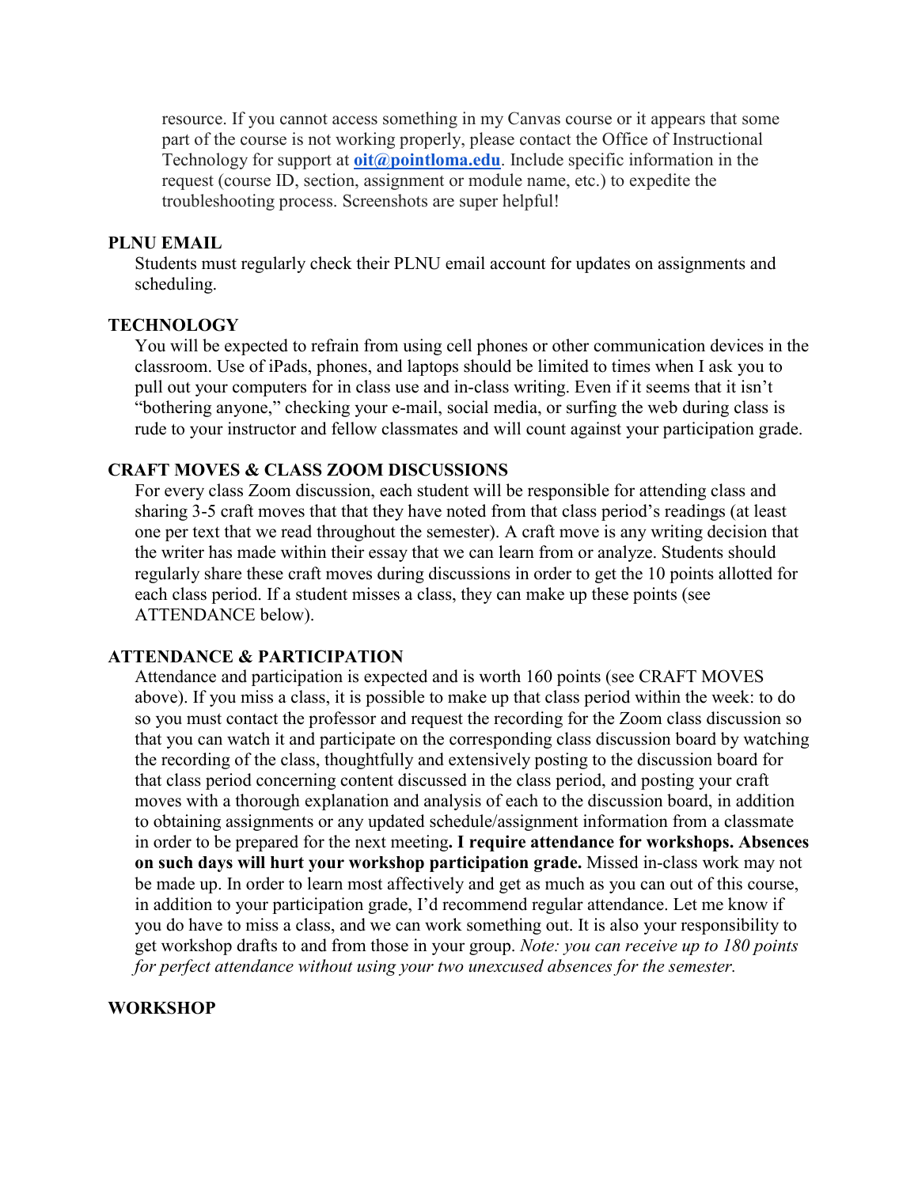resource. If you cannot access something in my Canvas course or it appears that some part of the course is not working properly, please contact the Office of Instructional Technology for support at **oit@pointloma.edu**. Include specific information in the request (course ID, section, assignment or module name, etc.) to expedite the troubleshooting process. Screenshots are super helpful!

**PLNU EMAIL**

Students must regularly check their PLNU email account for updates on assignments and scheduling.

**TECHNOLOGY**

You will be expected to refrain from using cell phones or other communication devices in the classroom. Use of iPads, phones, and laptops should be limited to times when I ask you to pull out your computers for in class use and in-class writing. Even if it seems that it isn't "bothering anyone," checking your e-mail, social media, or surfing the web during class is rude to your instructor and fellow classmates and will count against your participation grade.

**CRAFT MOVES & CLASS ZOOM DISCUSSIONS**

For every class Zoom discussion, each student will be responsible for attending class and sharing 3-5 craft moves that that they have noted from that class period's readings (at least one per text that we read throughout the semester). A craft move is any writing decision that the writer has made within their essay that we can learn from or analyze. Students should regularly share these craft moves during discussions in order to get the 10 points allotted for each class period. If a student misses a class, they can make up these points (see ATTENDANCE below).

**ATTENDANCE & PARTICIPATION**

Attendance and participation is expected and is worth 160 points (see CRAFT MOVES above). If you miss a class, it is possible to make up that class period within the week: to do so you must contact the professor and request the recording for the Zoom class discussion so that you can watch it and participate on the corresponding class discussion board by watching the recording of the class, thoughtfully and extensively posting to the discussion board for that class period concerning content discussed in the class period, and posting your craft moves with a thorough explanation and analysis of each to the discussion board, in addition to obtaining assignments or any updated schedule/assignment information from a classmate in order to be prepared for the next meeting**. I require attendance for workshops. Absences on such days will hurt your workshop participation grade.** Missed in-class work may not be made up. In order to learn most affectively and get as much as you can out of this course, in addition to your participation grade, I'd recommend regular attendance. Let me know if you do have to miss a class, and we can work something out. It is also your responsibility to get workshop drafts to and from those in your group. *Note: you can receive up to 180 points for perfect attendance without using your two unexcused absences for the semester.*

**WORKSHOP**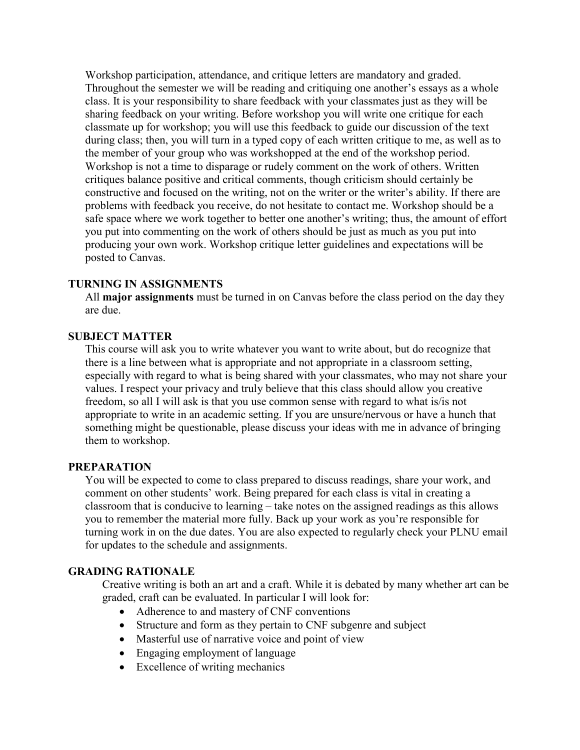Workshop participation, attendance, and critique letters are mandatory and graded. Throughout the semester we will be reading and critiquing one another's essays as a whole class. It is your responsibility to share feedback with your classmates just as they will be sharing feedback on your writing. Before workshop you will write one critique for each classmate up for workshop; you will use this feedback to guide our discussion of the text during class; then, you will turn in a typed copy of each written critique to me, as well as to the member of your group who was workshopped at the end of the workshop period. Workshop is not a time to disparage or rudely comment on the work of others. Written critiques balance positive and critical comments, though criticism should certainly be constructive and focused on the writing, not on the writer or the writer's ability. If there are problems with feedback you receive, do not hesitate to contact me. Workshop should be a safe space where we work together to better one another's writing; thus, the amount of effort you put into commenting on the work of others should be just as much as you put into producing your own work. Workshop critique letter guidelines and expectations will be posted to Canvas.

### TURNING IN ASSIGNMENTS

All **major assignments** must be turned in on Canvas before the class period on the day they are due.

### SUBJECT MATTER

This course will ask you to write whatever you want to write about, but do recognize that there is a line between what is appropriate and not appropriate in a classroom setting, especially with regard to what is being shared with your classmates, who may not share your values. I respect your privacy and truly believe that this class should allow you creative freedom, so all I will ask is that you use common sense with regard to what is/is not appropriate to write in an academic setting. If you are unsure/nervous or have a hunch that something might be questionable, please discuss your ideas with me in advance of bringing them to workshop.

### PREPARATION

You will be expected to come to class prepared to discuss readings, share your work, and comment on other students' work. Being prepared for each class is vital in creating a classroom that is conducive to learning – take notes on the assigned readings as this allows you to remember the material more fully. Back up your work as you're responsible for turning work in on the due dates. You are also expected to regularly check your PLNU email for updates to the schedule and assignments.

### GRADING RATIONALE

Creative writing is both an art and a craft. While it is debated by many whether art can be graded, craft can be evaluated. In particular I will look for:

- Adherence to and mastery of CNF conventions
- Structure and form as they pertain to CNF subgenre and subject
- Masterful use of narrative voice and point of view
- Engaging employment of language
- Excellence of writing mechanics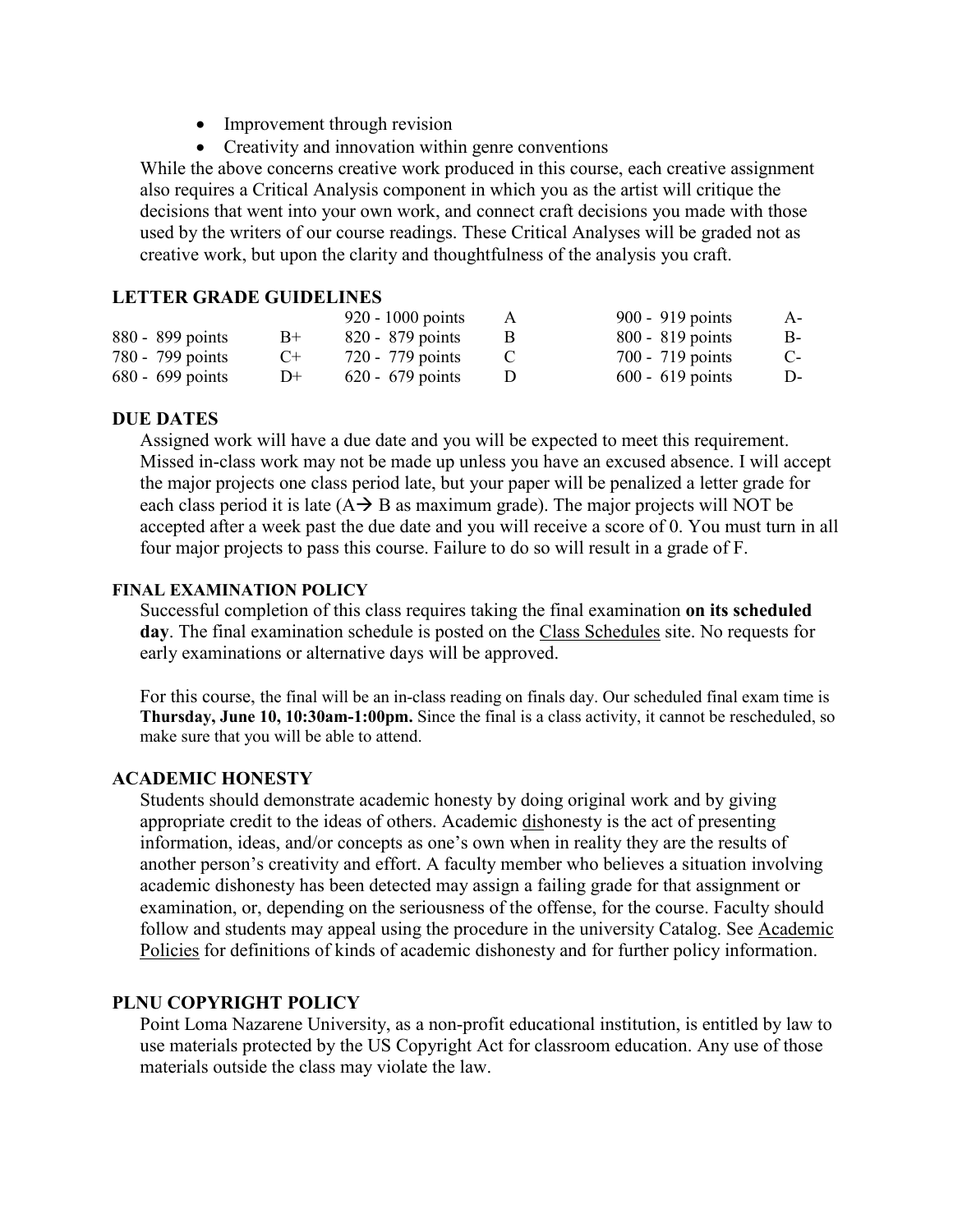- Improvement through revision
- Creativity and innovation within genre conventions

While the above concerns creative work produced in this course, each creative assignment also requires a Critical Analysis component in which you as the artist will critique the decisions that went into your own work, and connect craft decisions you made with those used by the writers of our course readings. These Critical Analyses will be graded not as creative work, but upon the clarity and thoughtfulness of the analysis you craft.

## LETTER GRADE GUIDELINES

| | | | | | |
|---|---|---|---|---|---|
| | | 920 - 1000 points | A | 900 - 919 points | A- |
| 880 - 899 points | B+ | 820 - 879 points | B | 800 - 819 points | B- |
| 780 - 799 points | C+ | 720 - 779 points | C | 700 - 719 points | C- |
| 680 - 699 points | D+ | 620 - 679 points | D | 600 - 619 points | D- |

## DUE DATES

Assigned work will have a due date and you will be expected to meet this requirement. Missed in-class work may not be made up unless you have an excused absence. I will accept the major projects one class period late, but your paper will be penalized a letter grade for each class period it is late (A→ B as maximum grade). The major projects will NOT be accepted after a week past the due date and you will receive a score of 0. You must turn in all four major projects to pass this course. Failure to do so will result in a grade of F.

## FINAL EXAMINATION POLICY

Successful completion of this class requires taking the final examination **on its scheduled day**. The final examination schedule is posted on the Class Schedules site. No requests for early examinations or alternative days will be approved.

For this course, the final will be an in-class reading on finals day. Our scheduled final exam time is **Thursday, June 10, 10:30am-1:00pm.** Since the final is a class activity, it cannot be rescheduled, so make sure that you will be able to attend.

## ACADEMIC HONESTY

Students should demonstrate academic honesty by doing original work and by giving appropriate credit to the ideas of others. Academic dishonesty is the act of presenting information, ideas, and/or concepts as one's own when in reality they are the results of another person's creativity and effort. A faculty member who believes a situation involving academic dishonesty has been detected may assign a failing grade for that assignment or examination, or, depending on the seriousness of the offense, for the course. Faculty should follow and students may appeal using the procedure in the university Catalog. See Academic Policies for definitions of kinds of academic dishonesty and for further policy information.

## PLNU COPYRIGHT POLICY

Point Loma Nazarene University, as a non-profit educational institution, is entitled by law to use materials protected by the US Copyright Act for classroom education. Any use of those materials outside the class may violate the law.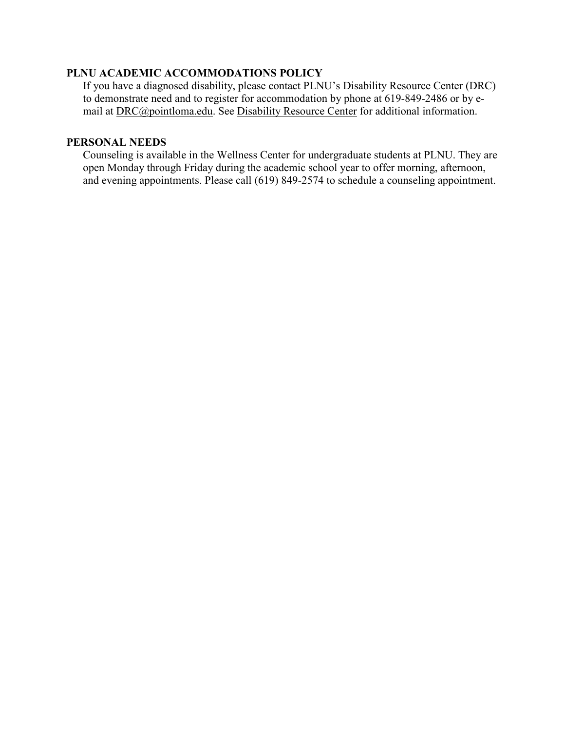## PLNU ACADEMIC ACCOMMODATIONS POLICY

If you have a diagnosed disability, please contact PLNU's Disability Resource Center (DRC) to demonstrate need and to register for accommodation by phone at 619-849-2486 or by e-mail at DRC@pointloma.edu. See Disability Resource Center for additional information.

## PERSONAL NEEDS

Counseling is available in the Wellness Center for undergraduate students at PLNU. They are open Monday through Friday during the academic school year to offer morning, afternoon, and evening appointments. Please call (619) 849-2574 to schedule a counseling appointment.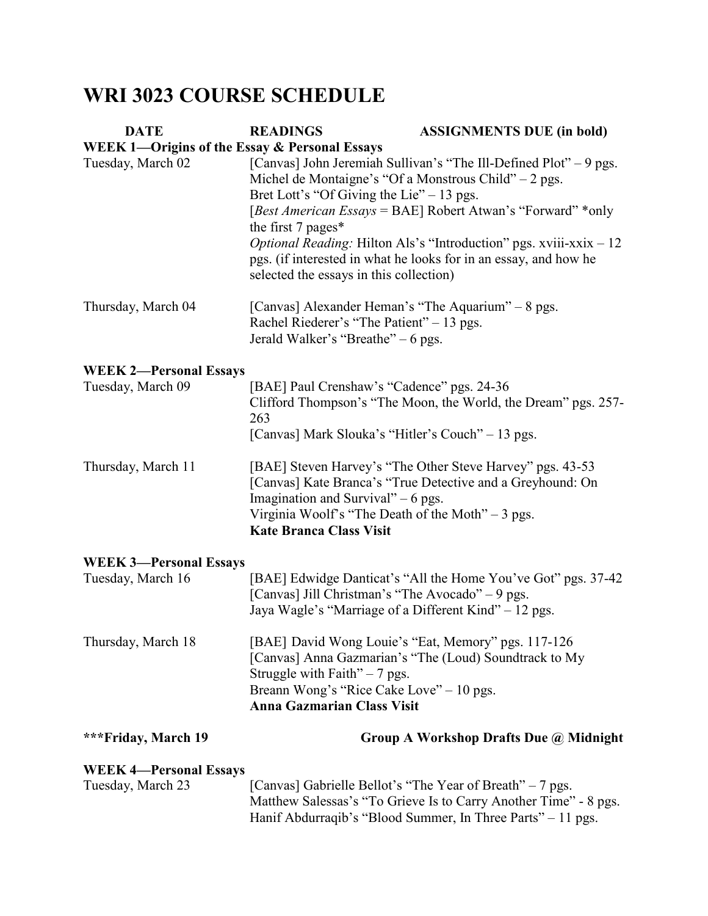# WRI 3023 COURSE SCHEDULE

| DATE | READINGS | ASSIGNMENTS DUE (in bold) |
|---|---|---|
| **WEEK 1—Origins of the Essay & Personal Essays** | | |
| Tuesday, March 02 | [Canvas] John Jeremiah Sullivan's "The Ill-Defined Plot" – 9 pgs.<br>Michel de Montaigne's "Of a Monstrous Child" – 2 pgs.<br>Bret Lott's "Of Giving the Lie" – 13 pgs.<br>[*Best American Essays* = BAE] Robert Atwan's "Forward" *only the first 7 pages*<br>*Optional Reading:* Hilton Als's "Introduction" pgs. xviii-xxix – 12 pgs. (if interested in what he looks for in an essay, and how he selected the essays in this collection) | |
| Thursday, March 04 | [Canvas] Alexander Heman's "The Aquarium" – 8 pgs.<br>Rachel Riederer's "The Patient" – 13 pgs.<br>Jerald Walker's "Breathe" – 6 pgs. | |
| **WEEK 2—Personal Essays** | | |
| Tuesday, March 09 | [BAE] Paul Crenshaw's "Cadence" pgs. 24-36<br>Clifford Thompson's "The Moon, the World, the Dream" pgs. 257-263<br>[Canvas] Mark Slouka's "Hitler's Couch" – 13 pgs. | |
| Thursday, March 11 | [BAE] Steven Harvey's "The Other Steve Harvey" pgs. 43-53<br>[Canvas] Kate Branca's "True Detective and a Greyhound: On Imagination and Survival" – 6 pgs.<br>Virginia Woolf's "The Death of the Moth" – 3 pgs.<br>**Kate Branca Class Visit** | |
| **WEEK 3—Personal Essays** | | |
| Tuesday, March 16 | [BAE] Edwidge Danticat's "All the Home You've Got" pgs. 37-42<br>[Canvas] Jill Christman's "The Avocado" – 9 pgs.<br>Jaya Wagle's "Marriage of a Different Kind" – 12 pgs. | |
| Thursday, March 18 | [BAE] David Wong Louie's "Eat, Memory" pgs. 117-126<br>[Canvas] Anna Gazmarian's "The (Loud) Soundtrack to My Struggle with Faith" – 7 pgs.<br>Breann Wong's "Rice Cake Love" – 10 pgs.<br>**Anna Gazmarian Class Visit** | |
| **\*\*\*Friday, March 19** | | **Group A Workshop Drafts Due @ Midnight** |
| **WEEK 4—Personal Essays** | | |
| Tuesday, March 23 | [Canvas] Gabrielle Bellot's "The Year of Breath" – 7 pgs.<br>Matthew Salessas's "To Grieve Is to Carry Another Time" - 8 pgs.<br>Hanif Abdurraqib's "Blood Summer, In Three Parts" – 11 pgs. | |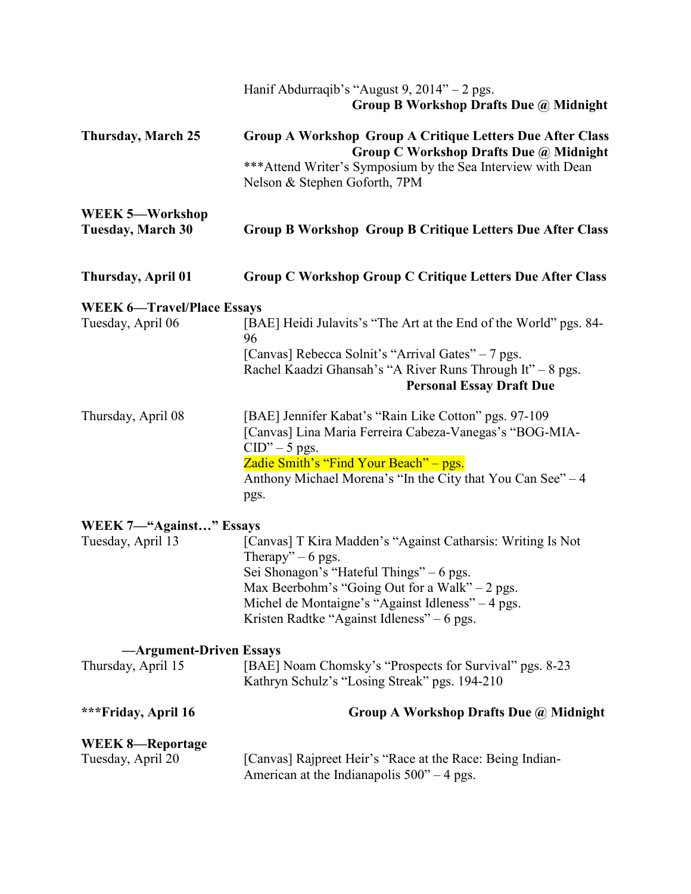Hanif Abdurraqib's "August 9, 2014" – 2 pgs.
**Group B Workshop Drafts Due @ Midnight**

**Thursday, March 25** — **Group A Workshop Group A Critique Letters Due After Class**
**Group C Workshop Drafts Due @ Midnight**
***Attend Writer's Symposium by the Sea Interview with Dean Nelson & Stephen Goforth, 7PM

**WEEK 5—Workshop**

**Tuesday, March 30** — **Group B Workshop Group B Critique Letters Due After Class**

**Thursday, April 01** — **Group C Workshop Group C Critique Letters Due After Class**

**WEEK 6—Travel/Place Essays**

Tuesday, April 06
[BAE] Heidi Julavits's "The Art at the End of the World" pgs. 84-96
[Canvas] Rebecca Solnit's "Arrival Gates" – 7 pgs.
Rachel Kaadzi Ghansah's "A River Runs Through It" – 8 pgs.
**Personal Essay Draft Due**

Thursday, April 08
[BAE] Jennifer Kabat's "Rain Like Cotton" pgs. 97-109
[Canvas] Lina Maria Ferreira Cabeza-Vanegas's "BOG-MIA-CID" – 5 pgs.
Zadie Smith's "Find Your Beach" – pgs.
Anthony Michael Morena's "In the City that You Can See" – 4 pgs.

**WEEK 7—"Against…" Essays**

Tuesday, April 13
[Canvas] T Kira Madden's "Against Catharsis: Writing Is Not Therapy" – 6 pgs.
Sei Shonagon's "Hateful Things" – 6 pgs.
Max Beerbohm's "Going Out for a Walk" – 2 pgs.
Michel de Montaigne's "Against Idleness" – 4 pgs.
Kristen Radtke "Against Idleness" – 6 pgs.

**—Argument-Driven Essays**

Thursday, April 15
[BAE] Noam Chomsky's "Prospects for Survival" pgs. 8-23
Kathryn Schulz's "Losing Streak" pgs. 194-210

**\*\*\*Friday, April 16** — **Group A Workshop Drafts Due @ Midnight**

**WEEK 8—Reportage**

Tuesday, April 20
[Canvas] Rajpreet Heir's "Race at the Race: Being Indian-American at the Indianapolis 500" – 4 pgs.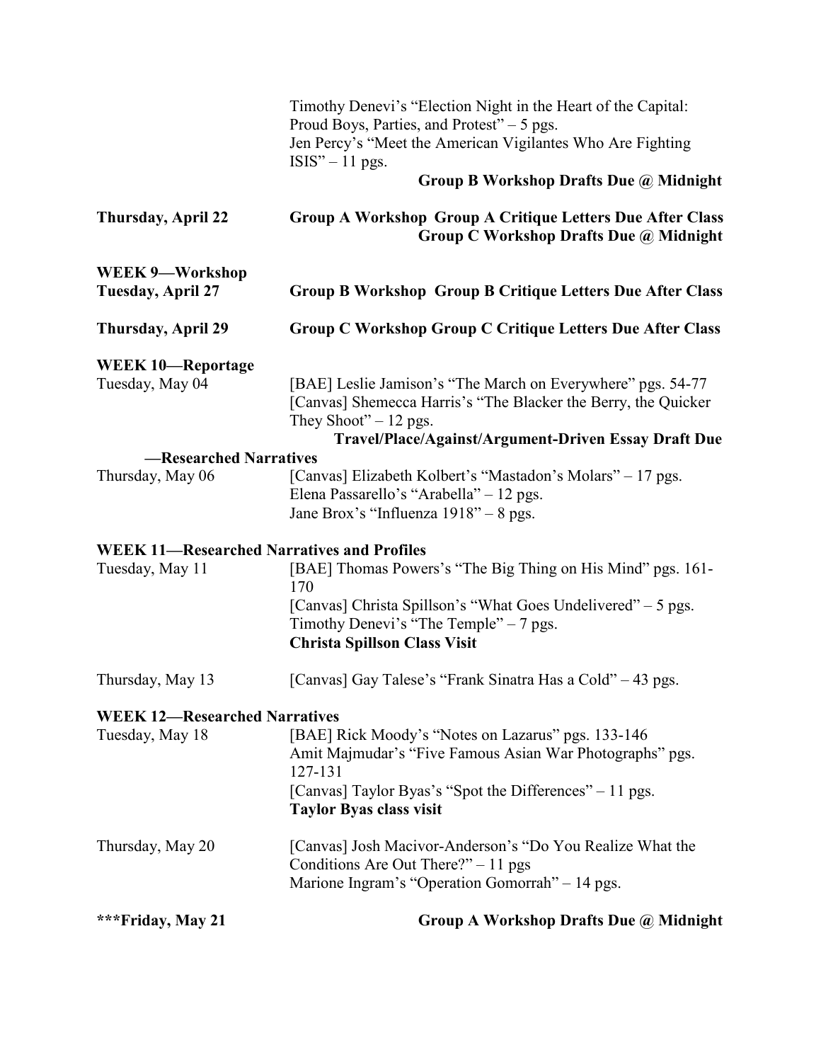Timothy Denevi's "Election Night in the Heart of the Capital: Proud Boys, Parties, and Protest" – 5 pgs.
Jen Percy's "Meet the American Vigilantes Who Are Fighting ISIS" – 11 pgs.

**Group B Workshop Drafts Due @ Midnight**

**Thursday, April 22** — **Group A Workshop Group A Critique Letters Due After Class**
**Group C Workshop Drafts Due @ Midnight**

**WEEK 9—Workshop**

**Tuesday, April 27** — **Group B Workshop Group B Critique Letters Due After Class**

**Thursday, April 29** — **Group C Workshop Group C Critique Letters Due After Class**

**WEEK 10—Reportage**

Tuesday, May 04
[BAE] Leslie Jamison's "The March on Everywhere" pgs. 54-77
[Canvas] Shemecca Harris's "The Blacker the Berry, the Quicker They Shoot" – 12 pgs.
**Travel/Place/Against/Argument-Driven Essay Draft Due**

**—Researched Narratives**

Thursday, May 06
[Canvas] Elizabeth Kolbert's "Mastadon's Molars" – 17 pgs.
Elena Passarello's "Arabella" – 12 pgs.
Jane Brox's "Influenza 1918" – 8 pgs.

**WEEK 11—Researched Narratives and Profiles**

Tuesday, May 11
[BAE] Thomas Powers's "The Big Thing on His Mind" pgs. 161-170
[Canvas] Christa Spillson's "What Goes Undelivered" – 5 pgs.
Timothy Denevi's "The Temple" – 7 pgs.
**Christa Spillson Class Visit**

Thursday, May 13
[Canvas] Gay Talese's "Frank Sinatra Has a Cold" – 43 pgs.

**WEEK 12—Researched Narratives**

Tuesday, May 18
[BAE] Rick Moody's "Notes on Lazarus" pgs. 133-146
Amit Majmudar's "Five Famous Asian War Photographs" pgs. 127-131
[Canvas] Taylor Byas's "Spot the Differences" – 11 pgs.
**Taylor Byas class visit**

Thursday, May 20
[Canvas] Josh Macivor-Anderson's "Do You Realize What the Conditions Are Out There?" – 11 pgs
Marione Ingram's "Operation Gomorrah" – 14 pgs.

**\*\*\*Friday, May 21** — **Group A Workshop Drafts Due @ Midnight**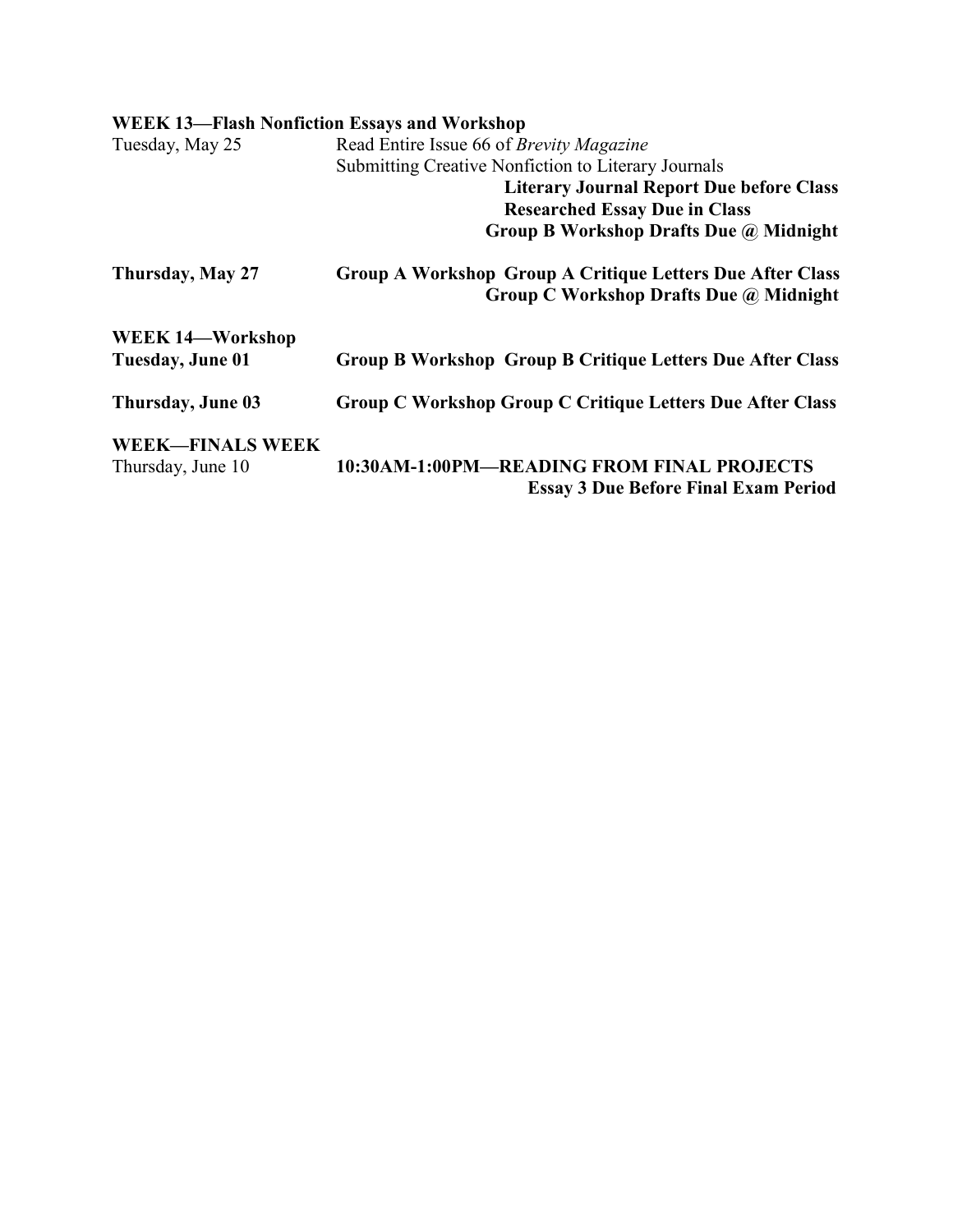**WEEK 13—Flash Nonfiction Essays and Workshop**

Tuesday, May 25 — Read Entire Issue 66 of *Brevity Magazine*
Submitting Creative Nonfiction to Literary Journals
**Literary Journal Report Due before Class**
**Researched Essay Due in Class**
**Group B Workshop Drafts Due @ Midnight**

**Thursday, May 27** — **Group A Workshop Group A Critique Letters Due After Class**
**Group C Workshop Drafts Due @ Midnight**

**WEEK 14—Workshop**

**Tuesday, June 01** — **Group B Workshop Group B Critique Letters Due After Class**

**Thursday, June 03** — **Group C Workshop Group C Critique Letters Due After Class**

**WEEK—FINALS WEEK**

Thursday, June 10 — **10:30AM-1:00PM—READING FROM FINAL PROJECTS**
**Essay 3 Due Before Final Exam Period**